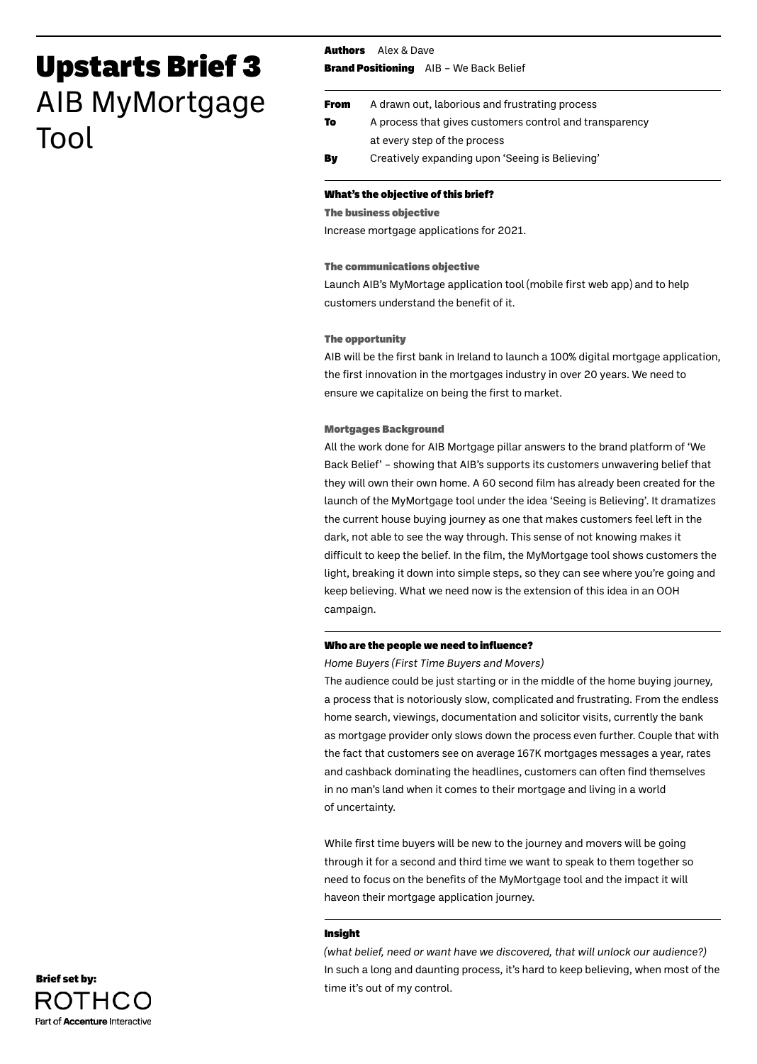# Upstarts Brief 3

AIB MyMortgage Tool

**Authors** Alex & Dave
**Brand Positioning** AIB – We Back Belief

| | |
|---|---|
| **From** | A drawn out, laborious and frustrating process |
| **To** | A process that gives customers control and transparency at every step of the process |
| **By** | Creatively expanding upon 'Seeing is Believing' |

### What's the objective of this brief?

**The business objective**

Increase mortgage applications for 2021.

**The communications objective**

Launch AIB's MyMortage application tool (mobile first web app) and to help customers understand the benefit of it.

**The opportunity**

AIB will be the first bank in Ireland to launch a 100% digital mortgage application, the first innovation in the mortgages industry in over 20 years. We need to ensure we capitalize on being the first to market.

**Mortgages Background**

All the work done for AIB Mortgage pillar answers to the brand platform of 'We Back Belief' – showing that AIB's supports its customers unwavering belief that they will own their own home. A 60 second film has already been created for the launch of the MyMortgage tool under the idea 'Seeing is Believing'. It dramatizes the current house buying journey as one that makes customers feel left in the dark, not able to see the way through. This sense of not knowing makes it difficult to keep the belief. In the film, the MyMortgage tool shows customers the light, breaking it down into simple steps, so they can see where you're going and keep believing. What we need now is the extension of this idea in an OOH campaign.

### Who are the people we need to influence?

*Home Buyers (First Time Buyers and Movers)*

The audience could be just starting or in the middle of the home buying journey, a process that is notoriously slow, complicated and frustrating. From the endless home search, viewings, documentation and solicitor visits, currently the bank as mortgage provider only slows down the process even further. Couple that with the fact that customers see on average 167K mortgages messages a year, rates and cashback dominating the headlines, customers can often find themselves in no man's land when it comes to their mortgage and living in a world of uncertainty.

While first time buyers will be new to the journey and movers will be going through it for a second and third time we want to speak to them together so need to focus on the benefits of the MyMortgage tool and the impact it will haveon their mortgage application journey.

### Insight

*(what belief, need or want have we discovered, that will unlock our audience?)*

In such a long and daunting process, it's hard to keep believing, when most of the time it's out of my control.

**Brief set by:**
ROTHCO
Part of Accenture Interactive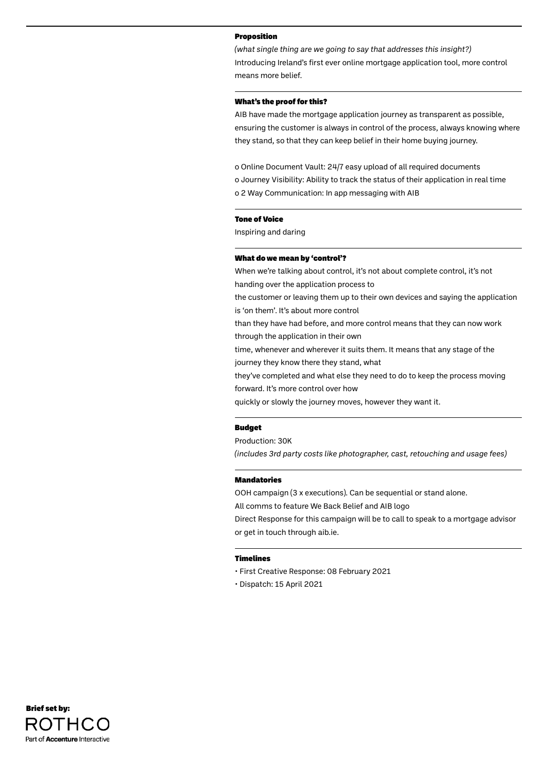## Proposition

*(what single thing are we going to say that addresses this insight?)*
Introducing Ireland's first ever online mortgage application tool, more control means more belief.

## What's the proof for this?

AIB have made the mortgage application journey as transparent as possible, ensuring the customer is always in control of the process, always knowing where they stand, so that they can keep belief in their home buying journey.

o Online Document Vault: 24/7 easy upload of all required documents
o Journey Visibility: Ability to track the status of their application in real time
o 2 Way Communication: In app messaging with AIB

## Tone of Voice

Inspiring and daring

## What do we mean by 'control'?

When we're talking about control, it's not about complete control, it's not handing over the application process to
the customer or leaving them up to their own devices and saying the application is 'on them'. It's about more control
than they have had before, and more control means that they can now work through the application in their own
time, whenever and wherever it suits them. It means that any stage of the journey they know there they stand, what
they've completed and what else they need to do to keep the process moving forward. It's more control over how
quickly or slowly the journey moves, however they want it.

## Budget

Production: 30K
*(includes 3rd party costs like photographer, cast, retouching and usage fees)*

## Mandatories

OOH campaign (3 x executions). Can be sequential or stand alone.
All comms to feature We Back Belief and AIB logo
Direct Response for this campaign will be to call to speak to a mortgage advisor or get in touch through aib.ie.

## Timelines

- First Creative Response: 08 February 2021
- Dispatch: 15 April 2021

**Brief set by:**
ROTHCO
Part of **Accenture** Interactive